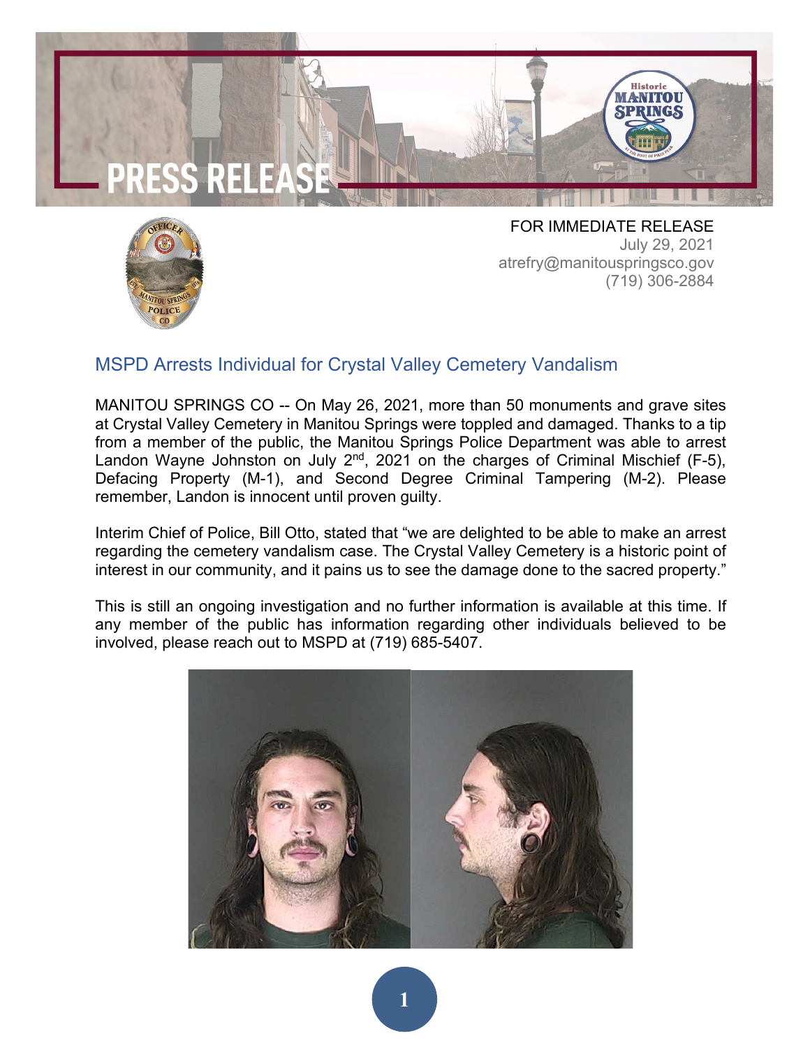# PRESS RELEASE

FOR IMMEDIATE RELEASE
July 29, 2021
atrefry@manitouspringsco.gov
(719) 306-2884

## MSPD Arrests Individual for Crystal Valley Cemetery Vandalism

MANITOU SPRINGS CO -- On May 26, 2021, more than 50 monuments and grave sites at Crystal Valley Cemetery in Manitou Springs were toppled and damaged. Thanks to a tip from a member of the public, the Manitou Springs Police Department was able to arrest Landon Wayne Johnston on July 2nd, 2021 on the charges of Criminal Mischief (F-5), Defacing Property (M-1), and Second Degree Criminal Tampering (M-2). Please remember, Landon is innocent until proven guilty.

Interim Chief of Police, Bill Otto, stated that "we are delighted to be able to make an arrest regarding the cemetery vandalism case. The Crystal Valley Cemetery is a historic point of interest in our community, and it pains us to see the damage done to the sacred property."

This is still an ongoing investigation and no further information is available at this time. If any member of the public has information regarding other individuals believed to be involved, please reach out to MSPD at (719) 685-5407.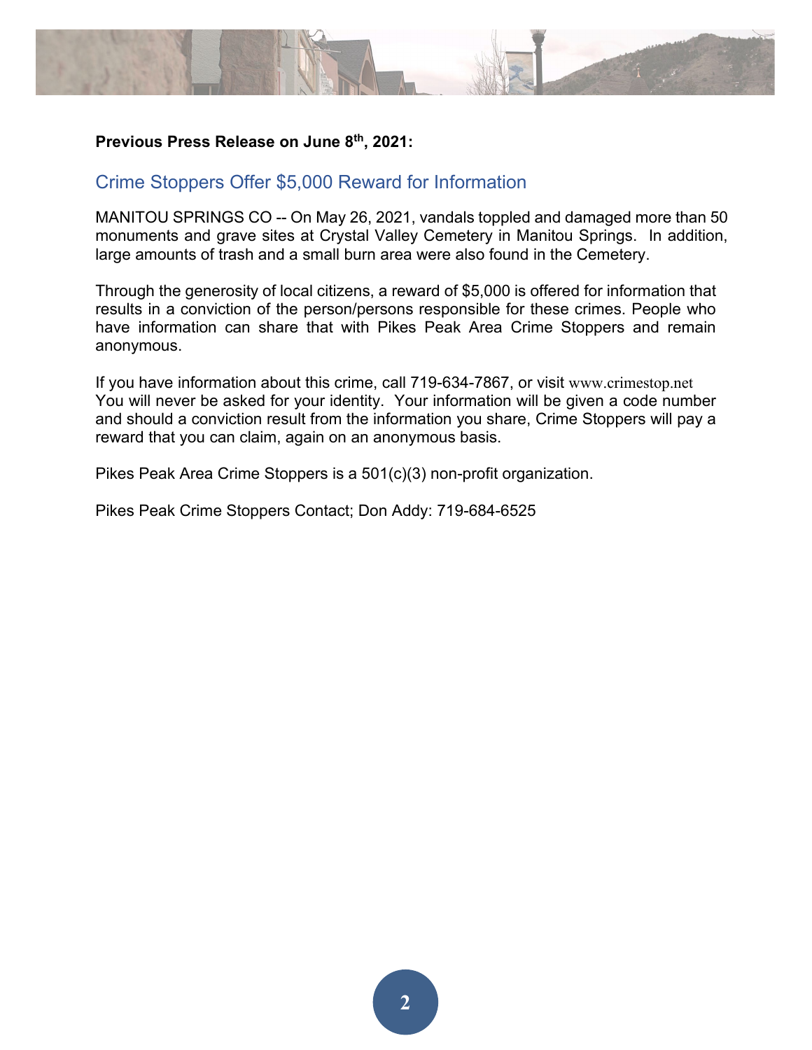**Previous Press Release on June 8th, 2021:**

## Crime Stoppers Offer $5,000 Reward for Information

MANITOU SPRINGS CO -- On May 26, 2021, vandals toppled and damaged more than 50 monuments and grave sites at Crystal Valley Cemetery in Manitou Springs. In addition, large amounts of trash and a small burn area were also found in the Cemetery.

Through the generosity of local citizens, a reward of $5,000 is offered for information that results in a conviction of the person/persons responsible for these crimes. People who have information can share that with Pikes Peak Area Crime Stoppers and remain anonymous.

If you have information about this crime, call 719-634-7867, or visit www.crimestop.net You will never be asked for your identity. Your information will be given a code number and should a conviction result from the information you share, Crime Stoppers will pay a reward that you can claim, again on an anonymous basis.

Pikes Peak Area Crime Stoppers is a 501(c)(3) non-profit organization.

Pikes Peak Crime Stoppers Contact; Don Addy: 719-684-6525